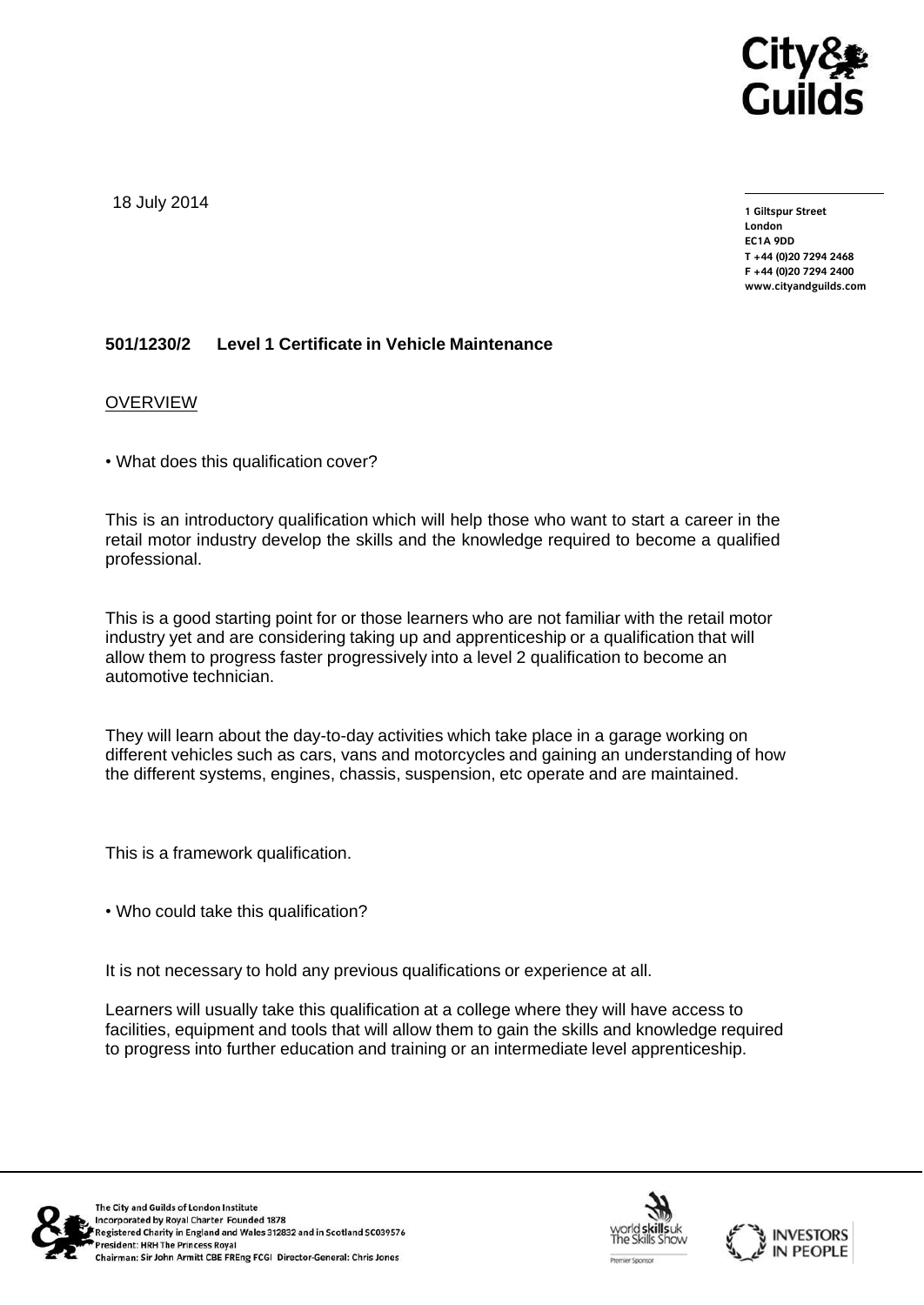18 July 2014

**1 Giltspur Street**
**London**
**EC1A 9DD**
**T +44 (0)20 7294 2468**
**F +44 (0)20 7294 2400**
**www.cityandguilds.com**

**501/1230/2 Level 1 Certificate in Vehicle Maintenance**

OVERVIEW

• What does this qualification cover?

This is an introductory qualification which will help those who want to start a career in the retail motor industry develop the skills and the knowledge required to become a qualified professional.

This is a good starting point for or those learners who are not familiar with the retail motor industry yet and are considering taking up and apprenticeship or a qualification that will allow them to progress faster progressively into a level 2 qualification to become an automotive technician.

They will learn about the day-to-day activities which take place in a garage working on different vehicles such as cars, vans and motorcycles and gaining an understanding of how the different systems, engines, chassis, suspension, etc operate and are maintained.

This is a framework qualification.

• Who could take this qualification?

It is not necessary to hold any previous qualifications or experience at all.

Learners will usually take this qualification at a college where they will have access to facilities, equipment and tools that will allow them to gain the skills and knowledge required to progress into further education and training or an intermediate level apprenticeship.

The City and Guilds of London Institute
Incorporated by Royal Charter Founded 1878
Registered Charity in England and Wales 312832 and in Scotland SC039576
President: HRH The Princess Royal
Chairman: Sir John Armitt CBE FREng FCGI Director-General: Chris Jones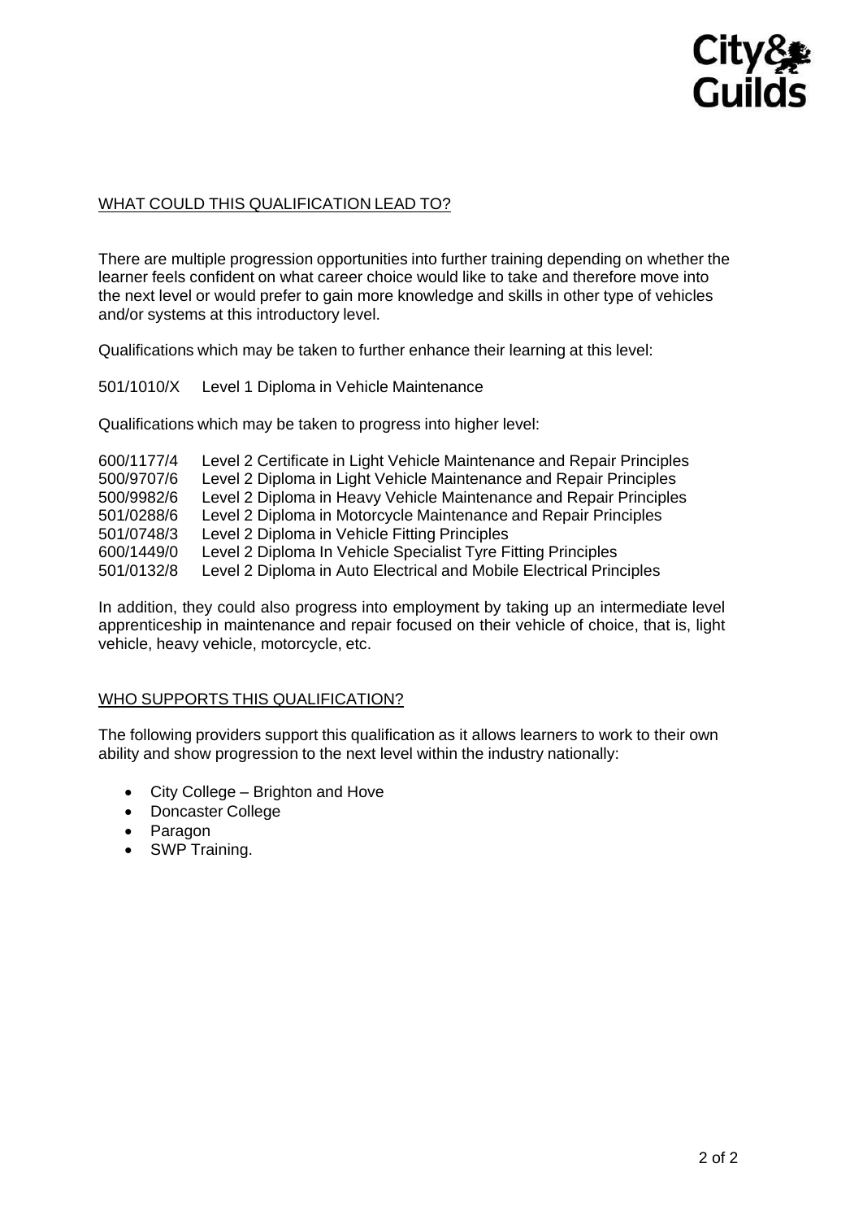## WHAT COULD THIS QUALIFICATION LEAD TO?

There are multiple progression opportunities into further training depending on whether the learner feels confident on what career choice would like to take and therefore move into the next level or would prefer to gain more knowledge and skills in other type of vehicles and/or systems at this introductory level.

Qualifications which may be taken to further enhance their learning at this level:

501/1010/X Level 1 Diploma in Vehicle Maintenance

Qualifications which may be taken to progress into higher level:

| | |
|---|---|
| 600/1177/4 | Level 2 Certificate in Light Vehicle Maintenance and Repair Principles |
| 500/9707/6 | Level 2 Diploma in Light Vehicle Maintenance and Repair Principles |
| 500/9982/6 | Level 2 Diploma in Heavy Vehicle Maintenance and Repair Principles |
| 501/0288/6 | Level 2 Diploma in Motorcycle Maintenance and Repair Principles |
| 501/0748/3 | Level 2 Diploma in Vehicle Fitting Principles |
| 600/1449/0 | Level 2 Diploma In Vehicle Specialist Tyre Fitting Principles |
| 501/0132/8 | Level 2 Diploma in Auto Electrical and Mobile Electrical Principles |

In addition, they could also progress into employment by taking up an intermediate level apprenticeship in maintenance and repair focused on their vehicle of choice, that is, light vehicle, heavy vehicle, motorcycle, etc.

## WHO SUPPORTS THIS QUALIFICATION?

The following providers support this qualification as it allows learners to work to their own ability and show progression to the next level within the industry nationally:

- City College – Brighton and Hove
- Doncaster College
- Paragon
- SWP Training.